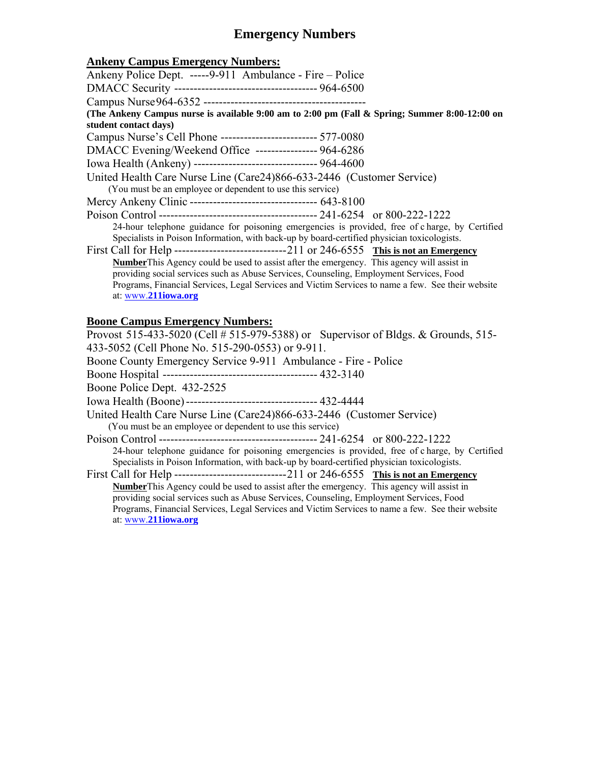# Emergency Numbers

## Ankeny Campus Emergency Numbers:

Ankeny Police Dept. -----9-911 Ambulance - Fire – Police

DMACC Security ------------------------------------ 964-6500

Campus Nurse 964-6352 ------------------------------------------

**(The Ankeny Campus nurse is available 9:00 am to 2:00 pm (Fall & Spring; Summer 8:00-12:00 on student contact days)**

Campus Nurse's Cell Phone ------------------------- 577-0080

DMACC Evening/Weekend Office ---------------- 964-6286

Iowa Health (Ankeny) -------------------------------- 964-4600

United Health Care Nurse Line (Care24)866-633-2446 (Customer Service)

(You must be an employee or dependent to use this service)

Mercy Ankeny Clinic --------------------------------- 643-8100

Poison Control ----------------------------------------- 241-6254 or 800-222-1222

24-hour telephone guidance for poisoning emergencies is provided, free of charge, by Certified Specialists in Poison Information, with back-up by board-certified physician toxicologists.

First Call for Help -----------------------------211 or 246-6555 **This is not an Emergency Number** This Agency could be used to assist after the emergency. This agency will assist in providing social services such as Abuse Services, Counseling, Employment Services, Food Programs, Financial Services, Legal Services and Victim Services to name a few. See their website at: www.**211iowa.org**

## Boone Campus Emergency Numbers:

Provost 515-433-5020 (Cell # 515-979-5388) or Supervisor of Bldgs. & Grounds, 515-433-5052 (Cell Phone No. 515-290-0553) or 9-911.

Boone County Emergency Service 9-911 Ambulance - Fire - Police

Boone Hospital ---------------------------------------- 432-3140

Boone Police Dept. 432-2525

Iowa Health (Boone) ---------------------------------- 432-4444

United Health Care Nurse Line (Care24)866-633-2446 (Customer Service)

(You must be an employee or dependent to use this service)

Poison Control ----------------------------------------- 241-6254 or 800-222-1222

24-hour telephone guidance for poisoning emergencies is provided, free of charge, by Certified Specialists in Poison Information, with back-up by board-certified physician toxicologists.

First Call for Help -----------------------------211 or 246-6555 **This is not an Emergency Number** This Agency could be used to assist after the emergency. This agency will assist in providing social services such as Abuse Services, Counseling, Employment Services, Food Programs, Financial Services, Legal Services and Victim Services to name a few. See their website at: www.**211iowa.org**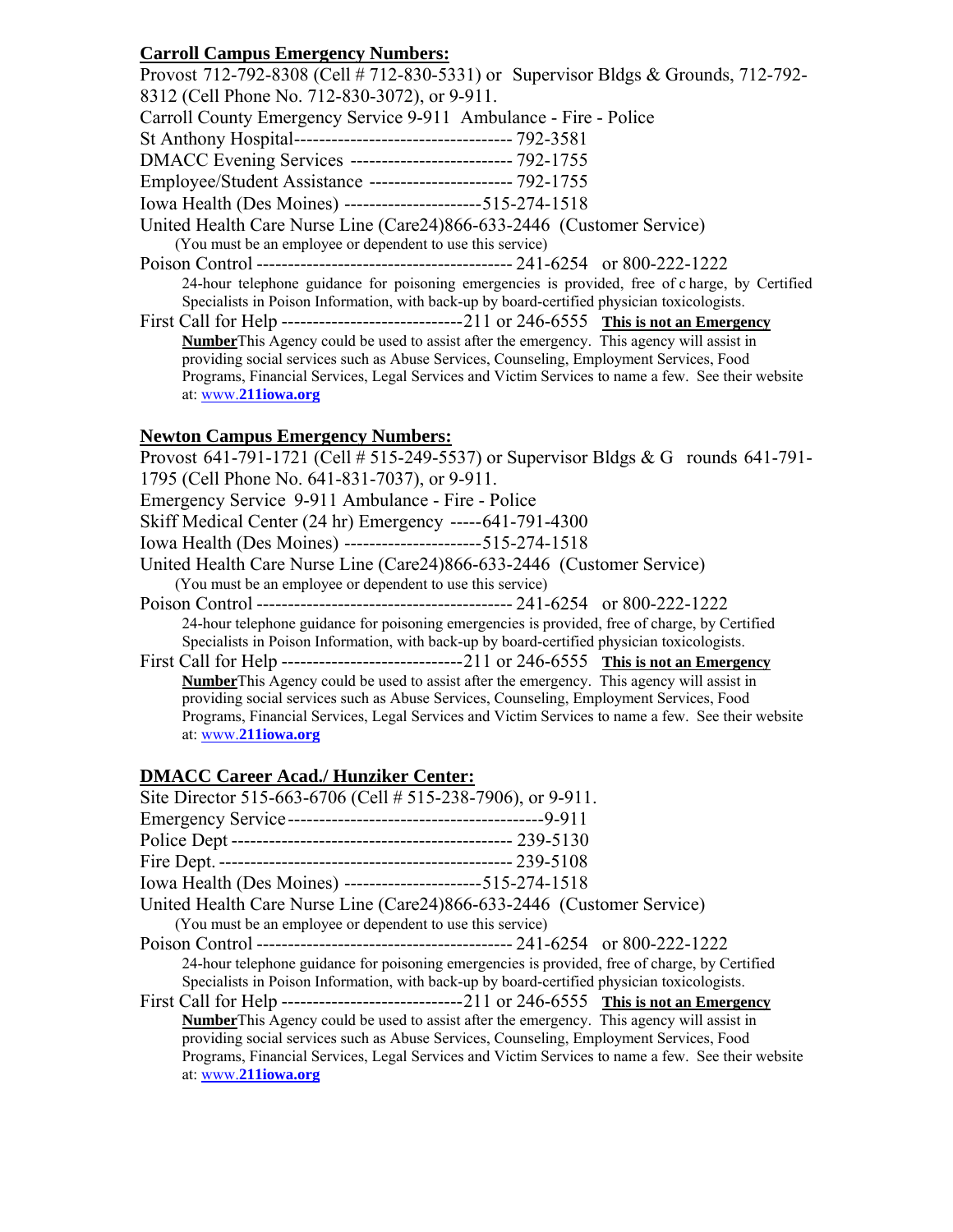**Carroll Campus Emergency Numbers:**

Provost 712-792-8308 (Cell # 712-830-5331) or Supervisor Bldgs & Grounds, 712-792-8312 (Cell Phone No. 712-830-3072), or 9-911.

Carroll County Emergency Service 9-911 Ambulance - Fire - Police

St Anthony Hospital---------------------------------- 792-3581

DMACC Evening Services -------------------------- 792-1755

Employee/Student Assistance ----------------------- 792-1755

Iowa Health (Des Moines) ----------------------515-274-1518

United Health Care Nurse Line (Care24)866-633-2446 (Customer Service)

(You must be an employee or dependent to use this service)

Poison Control ----------------------------------------- 241-6254 or 800-222-1222

24-hour telephone guidance for poisoning emergencies is provided, free of c harge, by Certified Specialists in Poison Information, with back-up by board-certified physician toxicologists.

First Call for Help -----------------------------211 or 246-6555 **This is not an Emergency Number** This Agency could be used to assist after the emergency. This agency will assist in providing social services such as Abuse Services, Counseling, Employment Services, Food Programs, Financial Services, Legal Services and Victim Services to name a few. See their website at: www.**211iowa.org**

**Newton Campus Emergency Numbers:**

Provost 641-791-1721 (Cell # 515-249-5537) or Supervisor Bldgs & G rounds 641-791-1795 (Cell Phone No. 641-831-7037), or 9-911.

Emergency Service 9-911 Ambulance - Fire - Police

Skiff Medical Center (24 hr) Emergency -----641-791-4300

Iowa Health (Des Moines) ----------------------515-274-1518

United Health Care Nurse Line (Care24)866-633-2446 (Customer Service)

(You must be an employee or dependent to use this service)

Poison Control ----------------------------------------- 241-6254 or 800-222-1222

24-hour telephone guidance for poisoning emergencies is provided, free of charge, by Certified Specialists in Poison Information, with back-up by board-certified physician toxicologists.

First Call for Help -----------------------------211 or 246-6555 **This is not an Emergency Number** This Agency could be used to assist after the emergency. This agency will assist in providing social services such as Abuse Services, Counseling, Employment Services, Food Programs, Financial Services, Legal Services and Victim Services to name a few. See their website at: www.**211iowa.org**

**DMACC Career Acad./ Hunziker Center:**

Site Director 515-663-6706 (Cell # 515-238-7906), or 9-911.

Emergency Service-----------------------------------------9-911

Police Dept -------------------------------------------- 239-5130

Fire Dept. ---------------------------------------------- 239-5108

Iowa Health (Des Moines) ----------------------515-274-1518

United Health Care Nurse Line (Care24)866-633-2446 (Customer Service)

(You must be an employee or dependent to use this service)

Poison Control ----------------------------------------- 241-6254 or 800-222-1222

24-hour telephone guidance for poisoning emergencies is provided, free of charge, by Certified Specialists in Poison Information, with back-up by board-certified physician toxicologists.

First Call for Help -----------------------------211 or 246-6555 **This is not an Emergency Number** This Agency could be used to assist after the emergency. This agency will assist in providing social services such as Abuse Services, Counseling, Employment Services, Food Programs, Financial Services, Legal Services and Victim Services to name a few. See their website at: www.**211iowa.org**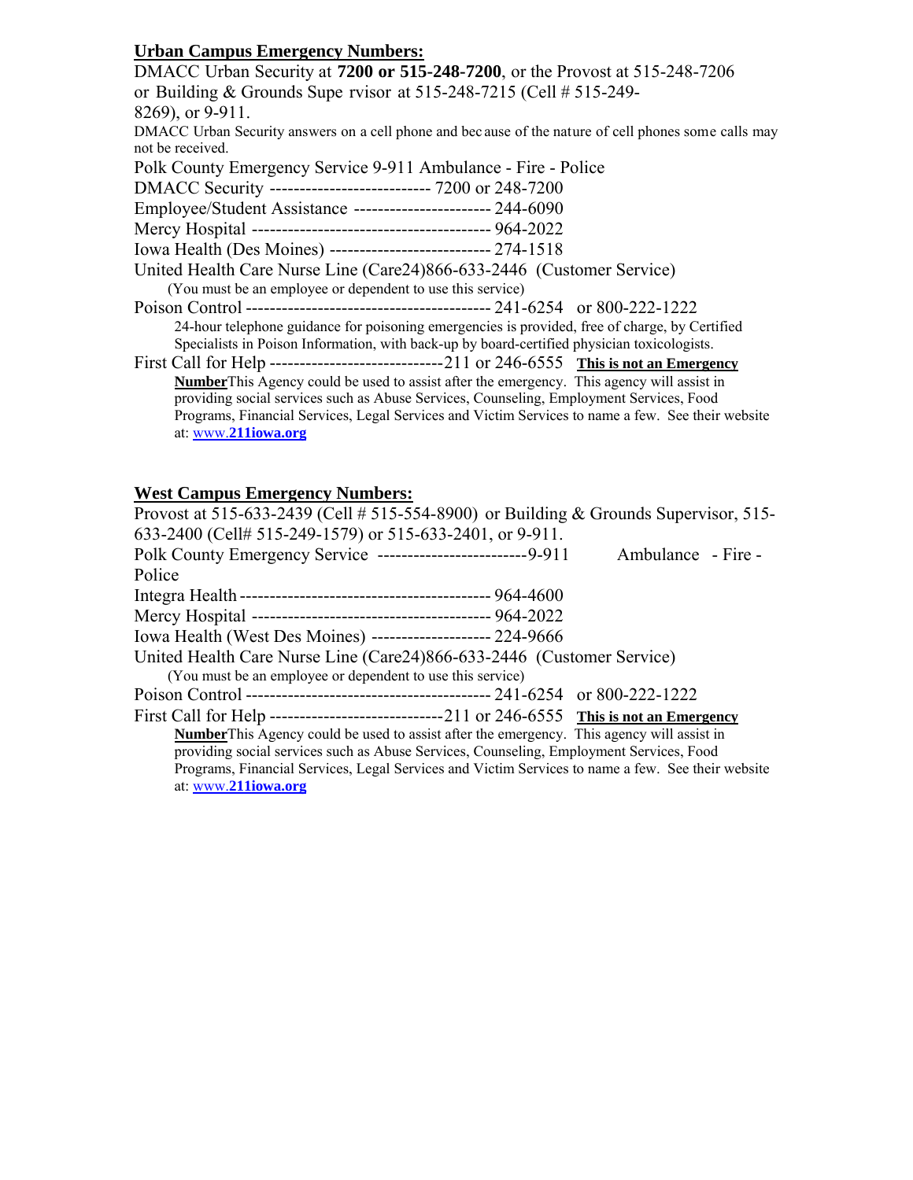**Urban Campus Emergency Numbers:**

DMACC Urban Security at **7200 or 515-248-7200**, or the Provost at 515-248-7206 or Building & Grounds Supervisor at 515-248-7215 (Cell # 515-249-8269), or 9-911.

DMACC Urban Security answers on a cell phone and because of the nature of cell phones some calls may not be received.

Polk County Emergency Service 9-911 Ambulance - Fire - Police

DMACC Security --------------------------- 7200 or 248-7200

Employee/Student Assistance ----------------------- 244-6090

Mercy Hospital ----------------------------------------- 964-2022

Iowa Health (Des Moines) --------------------------- 274-1518

United Health Care Nurse Line (Care24)866-633-2446 (Customer Service)

(You must be an employee or dependent to use this service)

Poison Control ----------------------------------------- 241-6254 or 800-222-1222

24-hour telephone guidance for poisoning emergencies is provided, free of charge, by Certified Specialists in Poison Information, with back-up by board-certified physician toxicologists.

First Call for Help -----------------------------211 or 246-6555 **This is not an Emergency Number** This Agency could be used to assist after the emergency. This agency will assist in providing social services such as Abuse Services, Counseling, Employment Services, Food Programs, Financial Services, Legal Services and Victim Services to name a few. See their website at: www.**211iowa.org**

**West Campus Emergency Numbers:**

Provost at 515-633-2439 (Cell # 515-554-8900) or Building & Grounds Supervisor, 515-633-2400 (Cell# 515-249-1579) or 515-633-2401, or 9-911.

Polk County Emergency Service -------------------------9-911 Ambulance - Fire - Police

Integra Health ------------------------------------------ 964-4600

Mercy Hospital ----------------------------------------- 964-2022

Iowa Health (West Des Moines) -------------------- 224-9666

United Health Care Nurse Line (Care24)866-633-2446 (Customer Service)

(You must be an employee or dependent to use this service)

Poison Control ----------------------------------------- 241-6254 or 800-222-1222

First Call for Help -----------------------------211 or 246-6555 **This is not an Emergency Number** This Agency could be used to assist after the emergency. This agency will assist in providing social services such as Abuse Services, Counseling, Employment Services, Food Programs, Financial Services, Legal Services and Victim Services to name a few. See their website at: www.**211iowa.org**